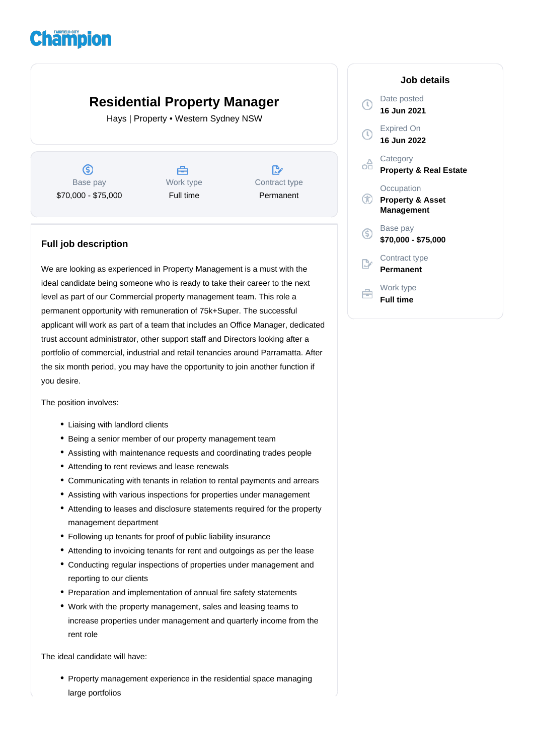Fairfield City Champion

# Residential Property Manager

Hays | Property • Western Sydney NSW

| Base pay | Work type | Contract type |
|---|---|---|
| $70,000 - $75,000 | Full time | Permanent |

## Job details

Date posted
**16 Jun 2021**

Expired On
**16 Jun 2022**

Category
**Property & Real Estate**

Occupation
**Property & Asset Management**

Base pay
**$70,000 - $75,000**

Contract type
**Permanent**

Work type
**Full time**

## Full job description

We are looking as experienced in Property Management is a must with the ideal candidate being someone who is ready to take their career to the next level as part of our Commercial property management team. This role a permanent opportunity with remuneration of 75k+Super. The successful applicant will work as part of a team that includes an Office Manager, dedicated trust account administrator, other support staff and Directors looking after a portfolio of commercial, industrial and retail tenancies around Parramatta. After the six month period, you may have the opportunity to join another function if you desire.

The position involves:

- Liaising with landlord clients
- Being a senior member of our property management team
- Assisting with maintenance requests and coordinating trades people
- Attending to rent reviews and lease renewals
- Communicating with tenants in relation to rental payments and arrears
- Assisting with various inspections for properties under management
- Attending to leases and disclosure statements required for the property management department
- Following up tenants for proof of public liability insurance
- Attending to invoicing tenants for rent and outgoings as per the lease
- Conducting regular inspections of properties under management and reporting to our clients
- Preparation and implementation of annual fire safety statements
- Work with the property management, sales and leasing teams to increase properties under management and quarterly income from the rent role

The ideal candidate will have:

- Property management experience in the residential space managing large portfolios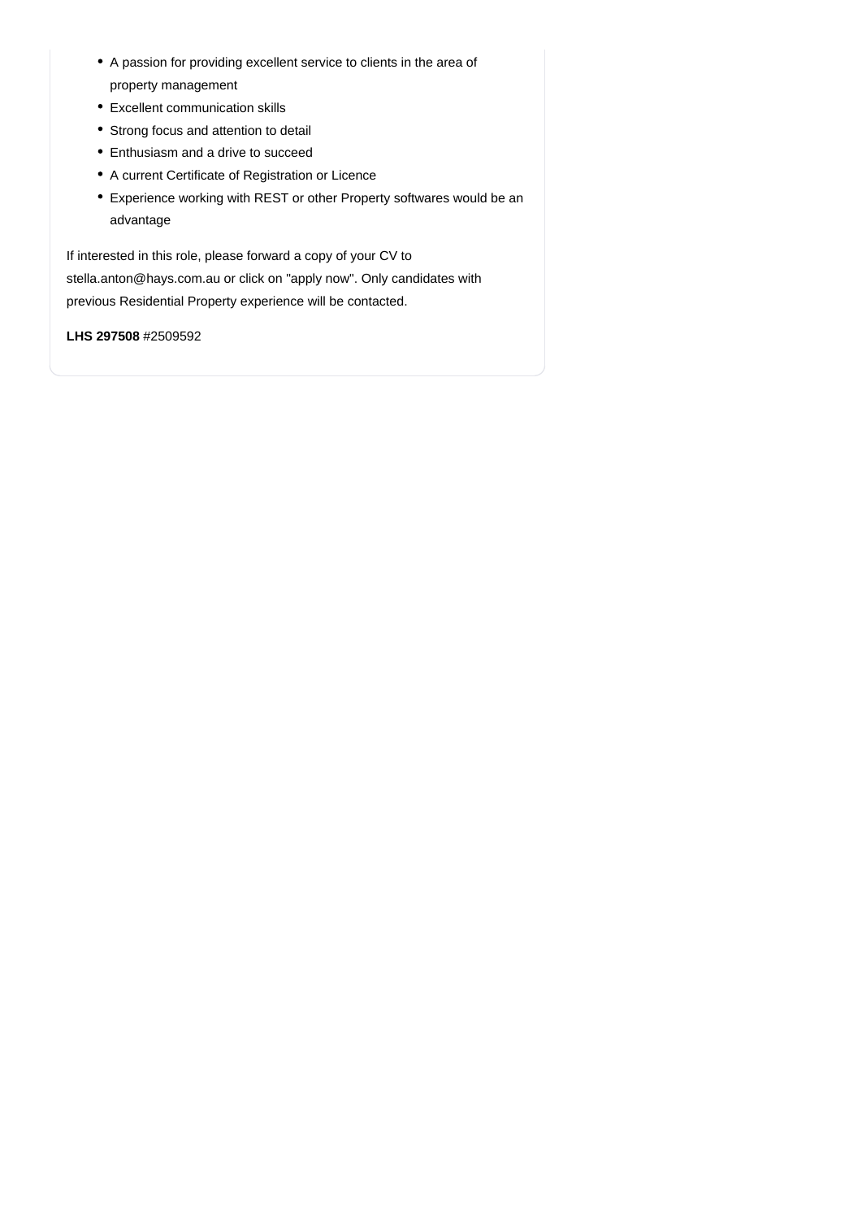- A passion for providing excellent service to clients in the area of property management
- Excellent communication skills
- Strong focus and attention to detail
- Enthusiasm and a drive to succeed
- A current Certificate of Registration or Licence
- Experience working with REST or other Property softwares would be an advantage

If interested in this role, please forward a copy of your CV to stella.anton@hays.com.au or click on "apply now". Only candidates with previous Residential Property experience will be contacted.

**LHS 297508** #2509592